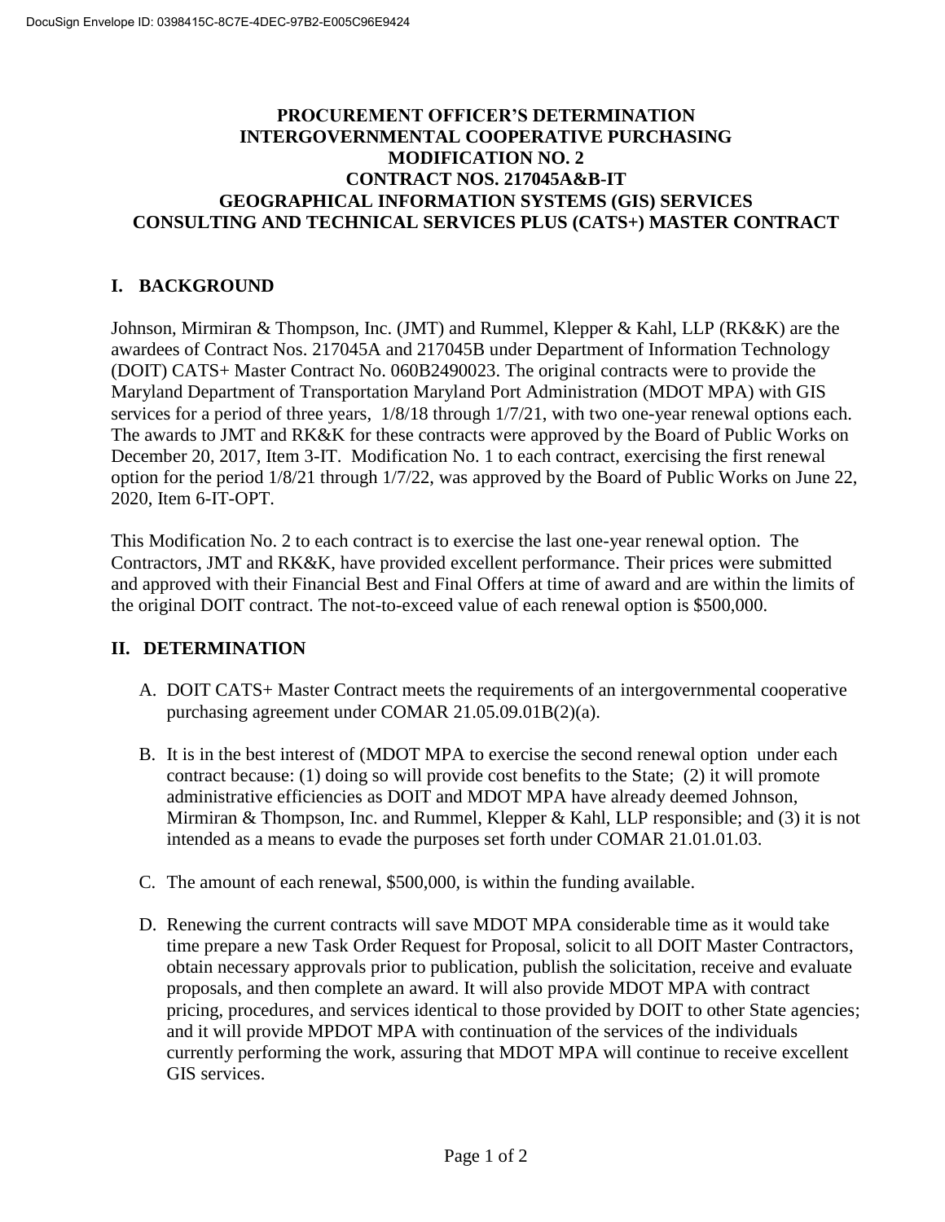DocuSign Envelope ID: 0398415C-8C7E-4DEC-97B2-E005C96E9424

# PROCUREMENT OFFICER'S DETERMINATION
# INTERGOVERNMENTAL COOPERATIVE PURCHASING
# MODIFICATION NO. 2
# CONTRACT NOS. 217045A&B-IT
# GEOGRAPHICAL INFORMATION SYSTEMS (GIS) SERVICES
# CONSULTING AND TECHNICAL SERVICES PLUS (CATS+) MASTER CONTRACT

## I. BACKGROUND

Johnson, Mirmiran & Thompson, Inc. (JMT) and Rummel, Klepper & Kahl, LLP (RK&K) are the awardees of Contract Nos. 217045A and 217045B under Department of Information Technology (DOIT) CATS+ Master Contract No. 060B2490023. The original contracts were to provide the Maryland Department of Transportation Maryland Port Administration (MDOT MPA) with GIS services for a period of three years, 1/8/18 through 1/7/21, with two one-year renewal options each. The awards to JMT and RK&K for these contracts were approved by the Board of Public Works on December 20, 2017, Item 3-IT. Modification No. 1 to each contract, exercising the first renewal option for the period 1/8/21 through 1/7/22, was approved by the Board of Public Works on June 22, 2020, Item 6-IT-OPT.

This Modification No. 2 to each contract is to exercise the last one-year renewal option. The Contractors, JMT and RK&K, have provided excellent performance. Their prices were submitted and approved with their Financial Best and Final Offers at time of award and are within the limits of the original DOIT contract. The not-to-exceed value of each renewal option is $500,000.

## II. DETERMINATION

A. DOIT CATS+ Master Contract meets the requirements of an intergovernmental cooperative purchasing agreement under COMAR 21.05.09.01B(2)(a).

B. It is in the best interest of (MDOT MPA to exercise the second renewal option under each contract because: (1) doing so will provide cost benefits to the State; (2) it will promote administrative efficiencies as DOIT and MDOT MPA have already deemed Johnson, Mirmiran & Thompson, Inc. and Rummel, Klepper & Kahl, LLP responsible; and (3) it is not intended as a means to evade the purposes set forth under COMAR 21.01.01.03.

C. The amount of each renewal, $500,000, is within the funding available.

D. Renewing the current contracts will save MDOT MPA considerable time as it would take time prepare a new Task Order Request for Proposal, solicit to all DOIT Master Contractors, obtain necessary approvals prior to publication, publish the solicitation, receive and evaluate proposals, and then complete an award. It will also provide MDOT MPA with contract pricing, procedures, and services identical to those provided by DOIT to other State agencies; and it will provide MPDOT MPA with continuation of the services of the individuals currently performing the work, assuring that MDOT MPA will continue to receive excellent GIS services.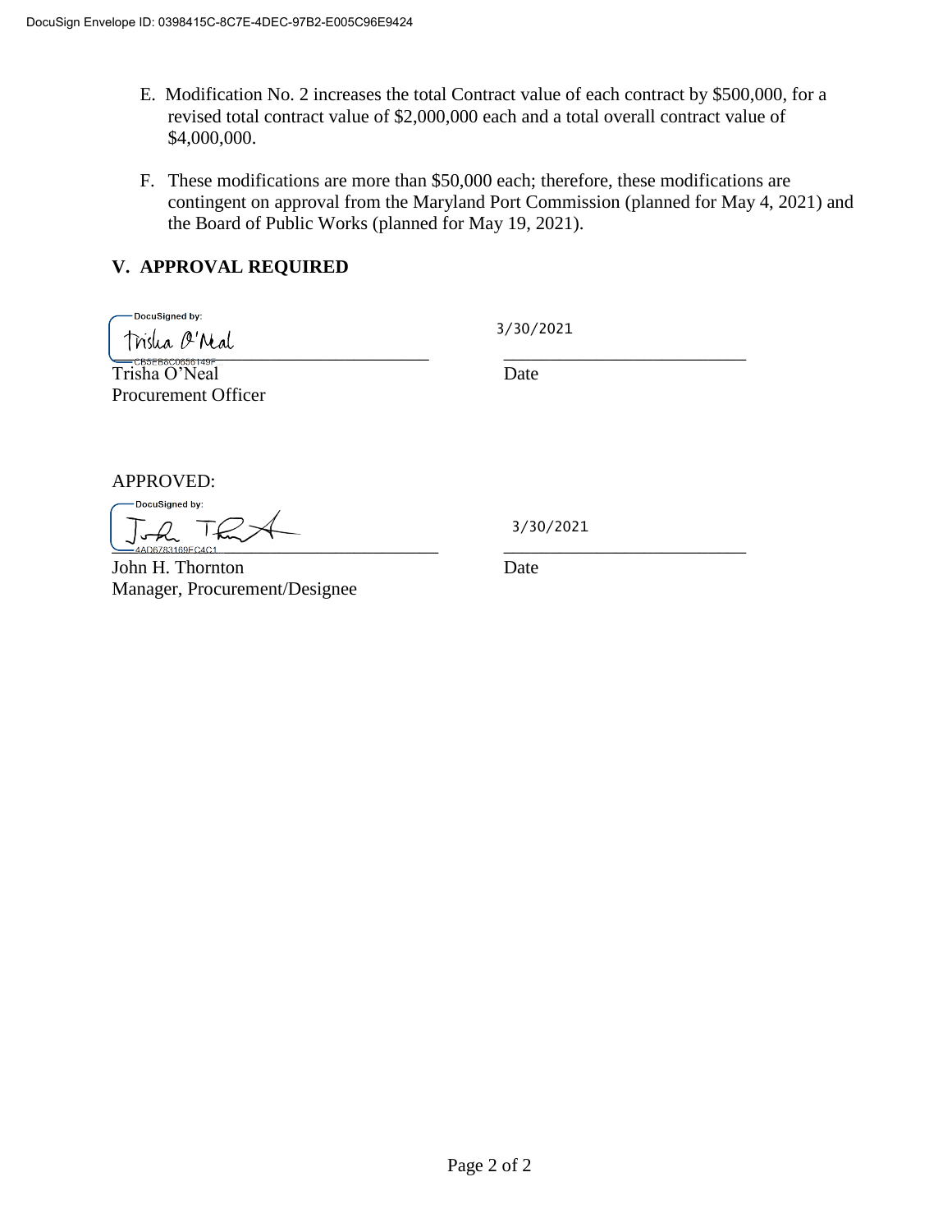E. Modification No. 2 increases the total Contract value of each contract by $500,000, for a revised total contract value of $2,000,000 each and a total overall contract value of $4,000,000.

F. These modifications are more than $50,000 each; therefore, these modifications are contingent on approval from the Maryland Port Commission (planned for May 4, 2021) and the Board of Public Works (planned for May 19, 2021).

## V. APPROVAL REQUIRED

DocuSigned by: Trisha O'Neal
CB5EB8C0656149F

Trisha O'Neal
Procurement Officer

3/30/2021
Date

APPROVED:

DocuSigned by: John Thornton
4AD6783169FC4C1...

John H. Thornton
Manager, Procurement/Designee

3/30/2021
Date